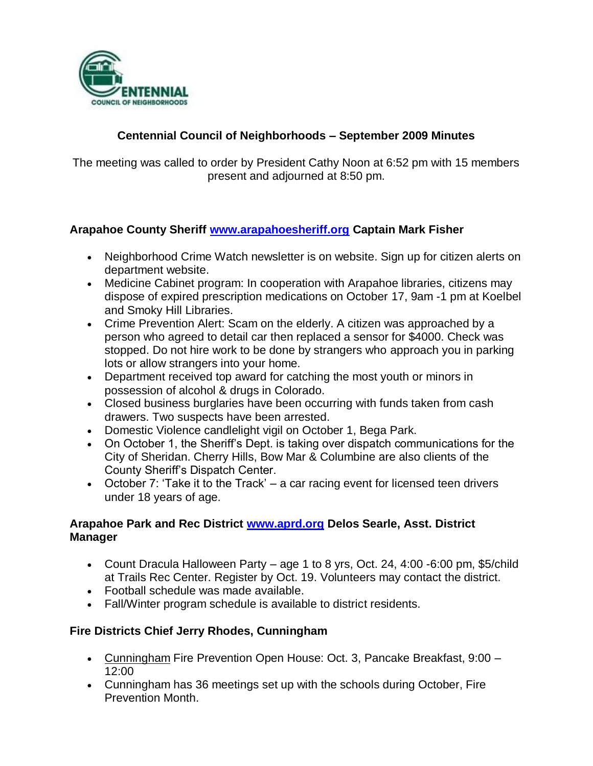# Centennial Council of Neighborhoods – September 2009 Minutes

The meeting was called to order by President Cathy Noon at 6:52 pm with 15 members present and adjourned at 8:50 pm.

### Arapahoe County Sheriff [www.arapahoesheriff.org](http://www.arapahoesheriff.org) Captain Mark Fisher

- Neighborhood Crime Watch newsletter is on website. Sign up for citizen alerts on department website.
- Medicine Cabinet program: In cooperation with Arapahoe libraries, citizens may dispose of expired prescription medications on October 17, 9am -1 pm at Koelbel and Smoky Hill Libraries.
- Crime Prevention Alert: Scam on the elderly. A citizen was approached by a person who agreed to detail car then replaced a sensor for $4000. Check was stopped. Do not hire work to be done by strangers who approach you in parking lots or allow strangers into your home.
- Department received top award for catching the most youth or minors in possession of alcohol & drugs in Colorado.
- Closed business burglaries have been occurring with funds taken from cash drawers. Two suspects have been arrested.
- Domestic Violence candlelight vigil on October 1, Bega Park.
- On October 1, the Sheriff's Dept. is taking over dispatch communications for the City of Sheridan. Cherry Hills, Bow Mar & Columbine are also clients of the County Sheriff's Dispatch Center.
- October 7: 'Take it to the Track' – a car racing event for licensed teen drivers under 18 years of age.

### Arapahoe Park and Rec District [www.aprd.org](http://www.aprd.org) Delos Searle, Asst. District Manager

- Count Dracula Halloween Party – age 1 to 8 yrs, Oct. 24, 4:00 -6:00 pm, $5/child at Trails Rec Center. Register by Oct. 19. Volunteers may contact the district.
- Football schedule was made available.
- Fall/Winter program schedule is available to district residents.

### Fire Districts Chief Jerry Rhodes, Cunningham

- Cunningham Fire Prevention Open House: Oct. 3, Pancake Breakfast, 9:00 – 12:00
- Cunningham has 36 meetings set up with the schools during October, Fire Prevention Month.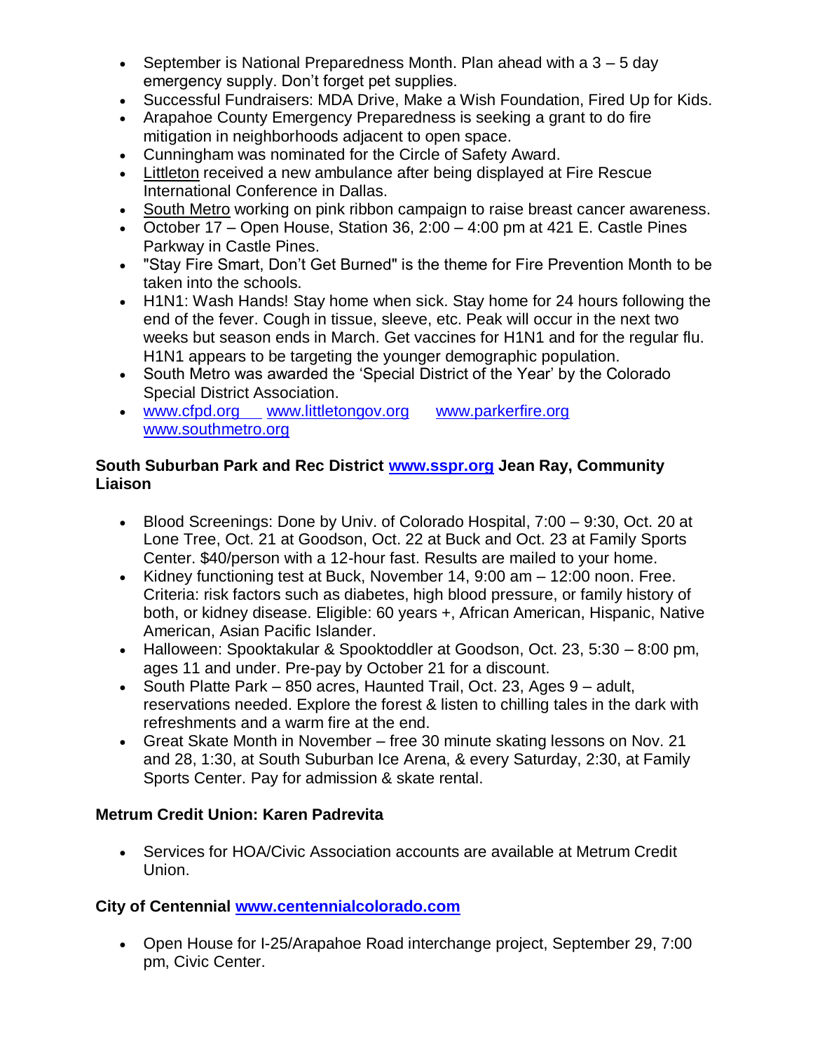- September is National Preparedness Month. Plan ahead with a 3 – 5 day emergency supply. Don't forget pet supplies.
- Successful Fundraisers: MDA Drive, Make a Wish Foundation, Fired Up for Kids.
- Arapahoe County Emergency Preparedness is seeking a grant to do fire mitigation in neighborhoods adjacent to open space.
- Cunningham was nominated for the Circle of Safety Award.
- Littleton received a new ambulance after being displayed at Fire Rescue International Conference in Dallas.
- South Metro working on pink ribbon campaign to raise breast cancer awareness.
- October 17 – Open House, Station 36, 2:00 – 4:00 pm at 421 E. Castle Pines Parkway in Castle Pines.
- "Stay Fire Smart, Don't Get Burned" is the theme for Fire Prevention Month to be taken into the schools.
- H1N1: Wash Hands! Stay home when sick. Stay home for 24 hours following the end of the fever. Cough in tissue, sleeve, etc. Peak will occur in the next two weeks but season ends in March. Get vaccines for H1N1 and for the regular flu. H1N1 appears to be targeting the younger demographic population.
- South Metro was awarded the 'Special District of the Year' by the Colorado Special District Association.
- www.cfpd.org www.littletongov.org www.parkerfire.org www.southmetro.org

**South Suburban Park and Rec District www.sspr.org Jean Ray, Community Liaison**

- Blood Screenings: Done by Univ. of Colorado Hospital, 7:00 – 9:30, Oct. 20 at Lone Tree, Oct. 21 at Goodson, Oct. 22 at Buck and Oct. 23 at Family Sports Center. $40/person with a 12-hour fast. Results are mailed to your home.
- Kidney functioning test at Buck, November 14, 9:00 am – 12:00 noon. Free. Criteria: risk factors such as diabetes, high blood pressure, or family history of both, or kidney disease. Eligible: 60 years +, African American, Hispanic, Native American, Asian Pacific Islander.
- Halloween: Spooktakular & Spooktoddler at Goodson, Oct. 23, 5:30 – 8:00 pm, ages 11 and under. Pre-pay by October 21 for a discount.
- South Platte Park – 850 acres, Haunted Trail, Oct. 23, Ages 9 – adult, reservations needed. Explore the forest & listen to chilling tales in the dark with refreshments and a warm fire at the end.
- Great Skate Month in November – free 30 minute skating lessons on Nov. 21 and 28, 1:30, at South Suburban Ice Arena, & every Saturday, 2:30, at Family Sports Center. Pay for admission & skate rental.

**Metrum Credit Union: Karen Padrevita**

- Services for HOA/Civic Association accounts are available at Metrum Credit Union.

**City of Centennial www.centennialcolorado.com**

- Open House for I-25/Arapahoe Road interchange project, September 29, 7:00 pm, Civic Center.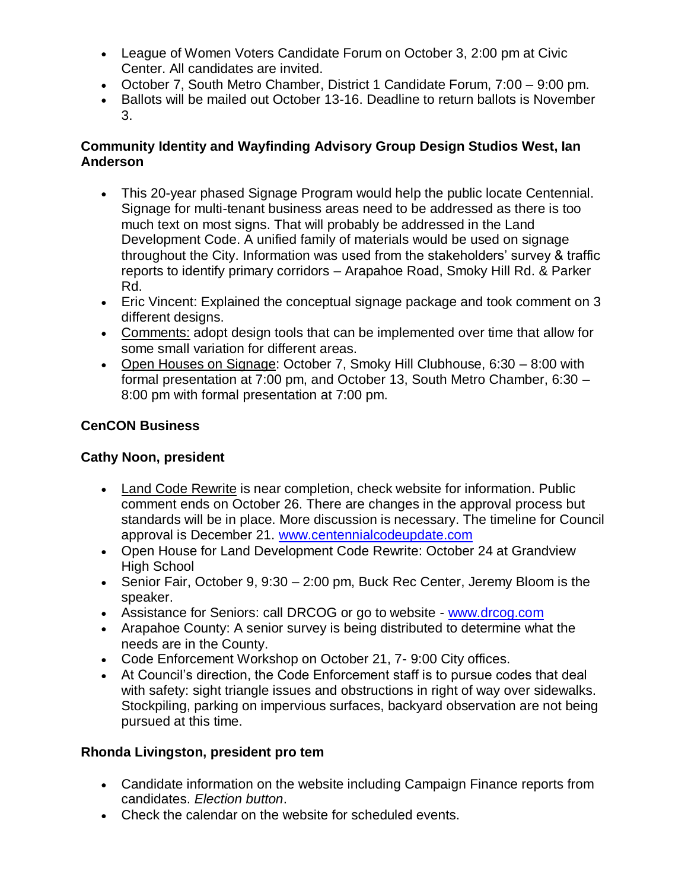- League of Women Voters Candidate Forum on October 3, 2:00 pm at Civic Center. All candidates are invited.
- October 7, South Metro Chamber, District 1 Candidate Forum, 7:00 – 9:00 pm.
- Ballots will be mailed out October 13-16. Deadline to return ballots is November 3.

**Community Identity and Wayfinding Advisory Group Design Studios West, Ian Anderson**

- This 20-year phased Signage Program would help the public locate Centennial. Signage for multi-tenant business areas need to be addressed as there is too much text on most signs. That will probably be addressed in the Land Development Code. A unified family of materials would be used on signage throughout the City. Information was used from the stakeholders' survey & traffic reports to identify primary corridors – Arapahoe Road, Smoky Hill Rd. & Parker Rd.
- Eric Vincent: Explained the conceptual signage package and took comment on 3 different designs.
- Comments: adopt design tools that can be implemented over time that allow for some small variation for different areas.
- Open Houses on Signage: October 7, Smoky Hill Clubhouse, 6:30 – 8:00 with formal presentation at 7:00 pm, and October 13, South Metro Chamber, 6:30 – 8:00 pm with formal presentation at 7:00 pm.

**CenCON Business**

**Cathy Noon, president**

- Land Code Rewrite is near completion, check website for information. Public comment ends on October 26. There are changes in the approval process but standards will be in place. More discussion is necessary. The timeline for Council approval is December 21. www.centennialcodeupdate.com
- Open House for Land Development Code Rewrite: October 24 at Grandview High School
- Senior Fair, October 9, 9:30 – 2:00 pm, Buck Rec Center, Jeremy Bloom is the speaker.
- Assistance for Seniors: call DRCOG or go to website - www.drcog.com
- Arapahoe County: A senior survey is being distributed to determine what the needs are in the County.
- Code Enforcement Workshop on October 21, 7- 9:00 City offices.
- At Council's direction, the Code Enforcement staff is to pursue codes that deal with safety: sight triangle issues and obstructions in right of way over sidewalks. Stockpiling, parking on impervious surfaces, backyard observation are not being pursued at this time.

**Rhonda Livingston, president pro tem**

- Candidate information on the website including Campaign Finance reports from candidates. *Election button*.
- Check the calendar on the website for scheduled events.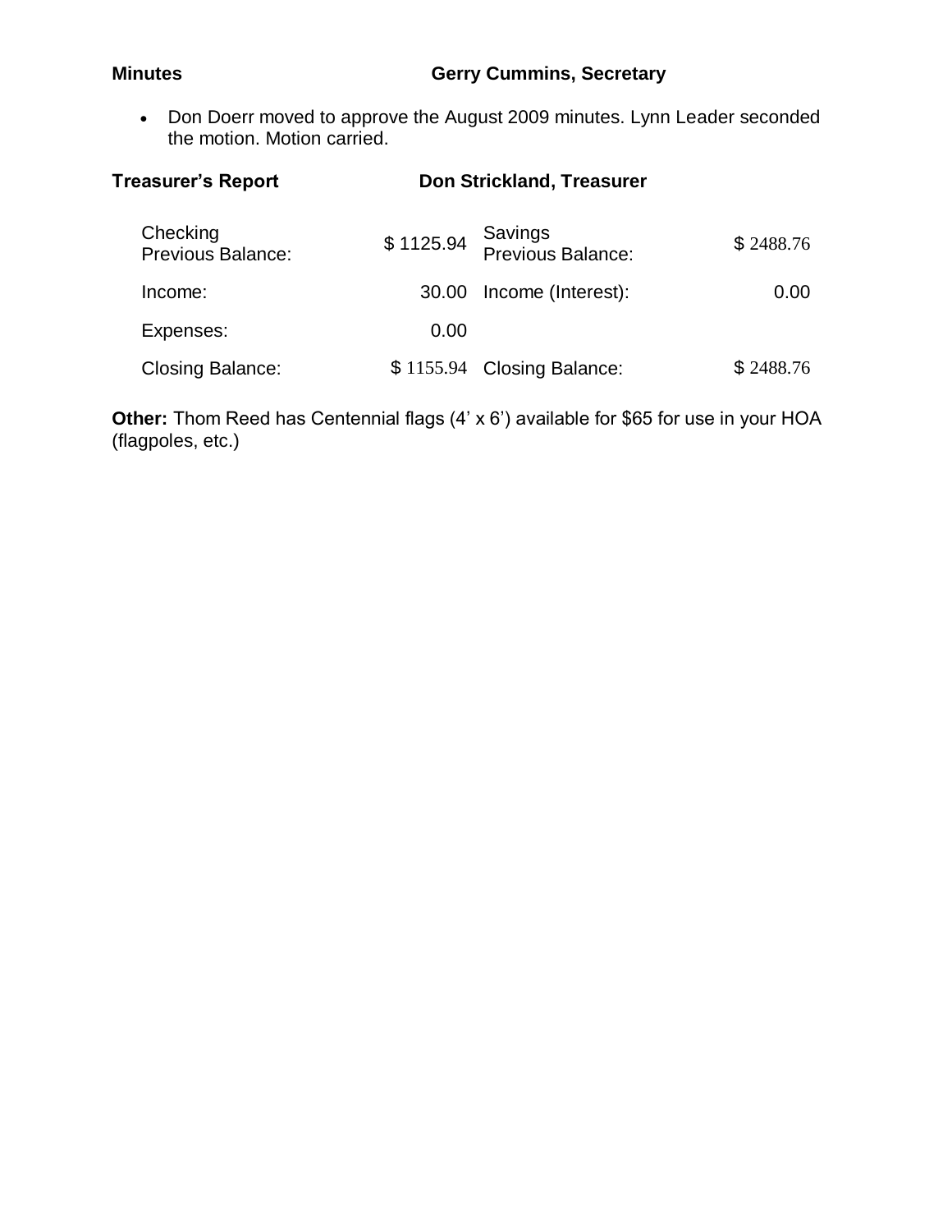**Minutes** **Gerry Cummins, Secretary**

- Don Doerr moved to approve the August 2009 minutes. Lynn Leader seconded the motion. Motion carried.

**Treasurer's Report** **Don Strickland, Treasurer**

| | | | |
|---|---|---|---|
| Checking Previous Balance: | $ 1125.94 | Savings Previous Balance: | $ 2488.76 |
| Income: | 30.00 | Income (Interest): | 0.00 |
| Expenses: | 0.00 | | |
| Closing Balance: | $ 1155.94 | Closing Balance: | $ 2488.76 |

**Other:** Thom Reed has Centennial flags (4' x 6') available for $65 for use in your HOA (flagpoles, etc.)